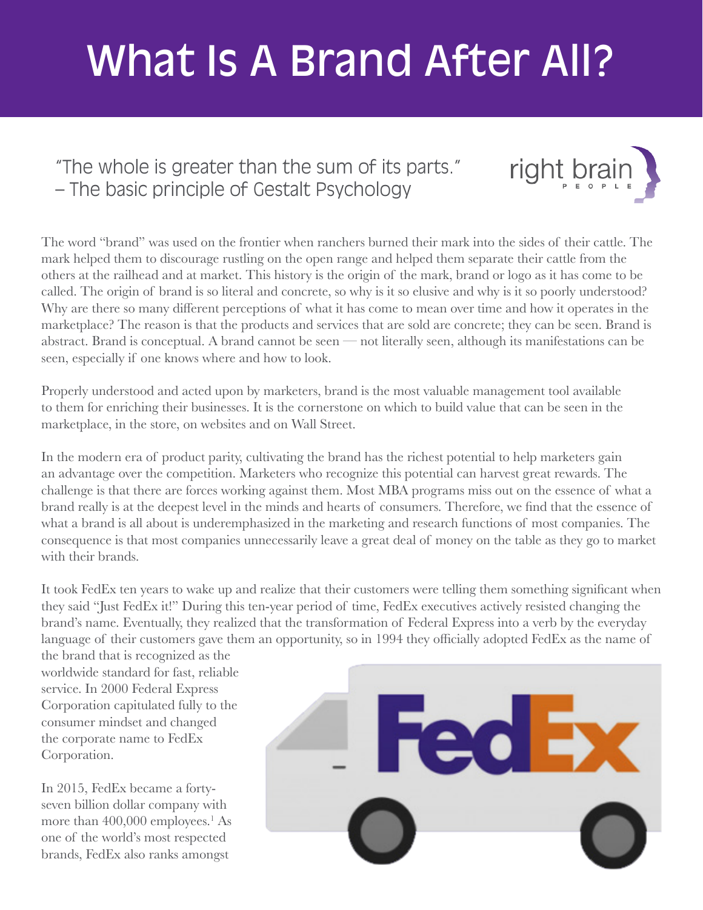# What Is A Brand After All?

"The whole is greater than the sum of its parts."
– The basic principle of Gestalt Psychology

The word "brand" was used on the frontier when ranchers burned their mark into the sides of their cattle. The mark helped them to discourage rustling on the open range and helped them separate their cattle from the others at the railhead and at market. This history is the origin of the mark, brand or logo as it has come to be called. The origin of brand is so literal and concrete, so why is it so elusive and why is it so poorly understood? Why are there so many different perceptions of what it has come to mean over time and how it operates in the marketplace? The reason is that the products and services that are sold are concrete; they can be seen. Brand is abstract. Brand is conceptual. A brand cannot be seen — not literally seen, although its manifestations can be seen, especially if one knows where and how to look.

Properly understood and acted upon by marketers, brand is the most valuable management tool available to them for enriching their businesses. It is the cornerstone on which to build value that can be seen in the marketplace, in the store, on websites and on Wall Street.

In the modern era of product parity, cultivating the brand has the richest potential to help marketers gain an advantage over the competition. Marketers who recognize this potential can harvest great rewards. The challenge is that there are forces working against them. Most MBA programs miss out on the essence of what a brand really is at the deepest level in the minds and hearts of consumers. Therefore, we find that the essence of what a brand is all about is underemphasized in the marketing and research functions of most companies. The consequence is that most companies unnecessarily leave a great deal of money on the table as they go to market with their brands.

It took FedEx ten years to wake up and realize that their customers were telling them something significant when they said "Just FedEx it!" During this ten-year period of time, FedEx executives actively resisted changing the brand's name. Eventually, they realized that the transformation of Federal Express into a verb by the everyday language of their customers gave them an opportunity, so in 1994 they officially adopted FedEx as the name of the brand that is recognized as the worldwide standard for fast, reliable service. In 2000 Federal Express Corporation capitulated fully to the consumer mindset and changed the corporate name to FedEx Corporation.

In 2015, FedEx became a forty-seven billion dollar company with more than 400,000 employees.[1] As one of the world's most respected brands, FedEx also ranks amongst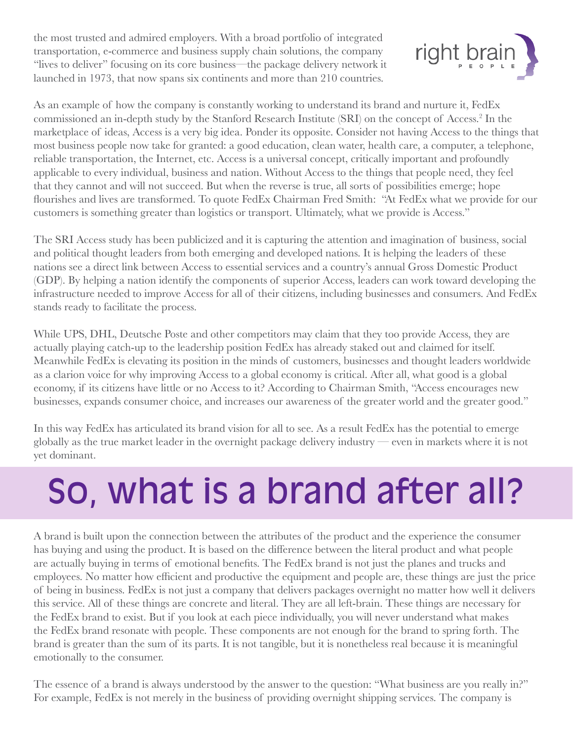the most trusted and admired employers. With a broad portfolio of integrated transportation, e-commerce and business supply chain solutions, the company "lives to deliver" focusing on its core business—the package delivery network it launched in 1973, that now spans six continents and more than 210 countries.

As an example of how the company is constantly working to understand its brand and nurture it, FedEx commissioned an in-depth study by the Stanford Research Institute (SRI) on the concept of Access.[2] In the marketplace of ideas, Access is a very big idea. Ponder its opposite. Consider not having Access to the things that most business people now take for granted: a good education, clean water, health care, a computer, a telephone, reliable transportation, the Internet, etc. Access is a universal concept, critically important and profoundly applicable to every individual, business and nation. Without Access to the things that people need, they feel that they cannot and will not succeed. But when the reverse is true, all sorts of possibilities emerge; hope flourishes and lives are transformed. To quote FedEx Chairman Fred Smith: "At FedEx what we provide for our customers is something greater than logistics or transport. Ultimately, what we provide is Access."

The SRI Access study has been publicized and it is capturing the attention and imagination of business, social and political thought leaders from both emerging and developed nations. It is helping the leaders of these nations see a direct link between Access to essential services and a country's annual Gross Domestic Product (GDP). By helping a nation identify the components of superior Access, leaders can work toward developing the infrastructure needed to improve Access for all of their citizens, including businesses and consumers. And FedEx stands ready to facilitate the process.

While UPS, DHL, Deutsche Poste and other competitors may claim that they too provide Access, they are actually playing catch-up to the leadership position FedEx has already staked out and claimed for itself. Meanwhile FedEx is elevating its position in the minds of customers, businesses and thought leaders worldwide as a clarion voice for why improving Access to a global economy is critical. After all, what good is a global economy, if its citizens have little or no Access to it? According to Chairman Smith, "Access encourages new businesses, expands consumer choice, and increases our awareness of the greater world and the greater good."

In this way FedEx has articulated its brand vision for all to see. As a result FedEx has the potential to emerge globally as the true market leader in the overnight package delivery industry — even in markets where it is not yet dominant.

# So, what is a brand after all?

A brand is built upon the connection between the attributes of the product and the experience the consumer has buying and using the product. It is based on the difference between the literal product and what people are actually buying in terms of emotional benefits. The FedEx brand is not just the planes and trucks and employees. No matter how efficient and productive the equipment and people are, these things are just the price of being in business. FedEx is not just a company that delivers packages overnight no matter how well it delivers this service. All of these things are concrete and literal. They are all left-brain. These things are necessary for the FedEx brand to exist. But if you look at each piece individually, you will never understand what makes the FedEx brand resonate with people. These components are not enough for the brand to spring forth. The brand is greater than the sum of its parts. It is not tangible, but it is nonetheless real because it is meaningful emotionally to the consumer.

The essence of a brand is always understood by the answer to the question: "What business are you really in?" For example, FedEx is not merely in the business of providing overnight shipping services. The company is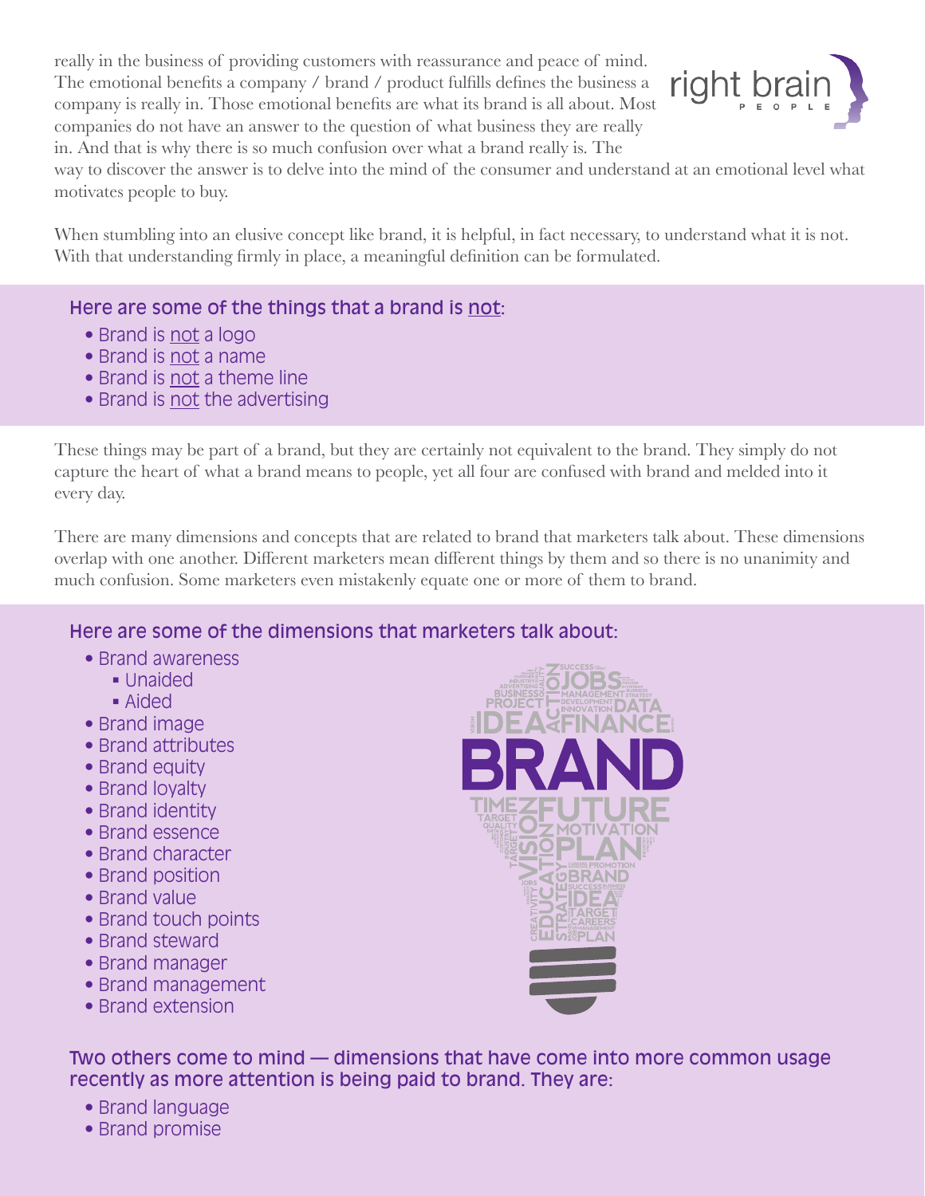really in the business of providing customers with reassurance and peace of mind. The emotional benefits a company / brand / product fulfills defines the business a company is really in. Those emotional benefits are what its brand is all about. Most companies do not have an answer to the question of what business they are really in. And that is why there is so much confusion over what a brand really is. The way to discover the answer is to delve into the mind of the consumer and understand at an emotional level what motivates people to buy.

When stumbling into an elusive concept like brand, it is helpful, in fact necessary, to understand what it is not. With that understanding firmly in place, a meaningful definition can be formulated.

### Here are some of the things that a brand is <u>not</u>:

- Brand is <u>not</u> a logo
- Brand is <u>not</u> a name
- Brand is <u>not</u> a theme line
- Brand is <u>not</u> the advertising

These things may be part of a brand, but they are certainly not equivalent to the brand. They simply do not capture the heart of what a brand means to people, yet all four are confused with brand and melded into it every day.

There are many dimensions and concepts that are related to brand that marketers talk about. These dimensions overlap with one another. Different marketers mean different things by them and so there is no unanimity and much confusion. Some marketers even mistakenly equate one or more of them to brand.

### Here are some of the dimensions that marketers talk about:

- Brand awareness
  - Unaided
  - Aided
- Brand image
- Brand attributes
- Brand equity
- Brand loyalty
- Brand identity
- Brand essence
- Brand character
- Brand position
- Brand value
- Brand touch points
- Brand steward
- Brand manager
- Brand management
- Brand extension

### Two others come to mind — dimensions that have come into more common usage recently as more attention is being paid to brand. They are:

- Brand language
- Brand promise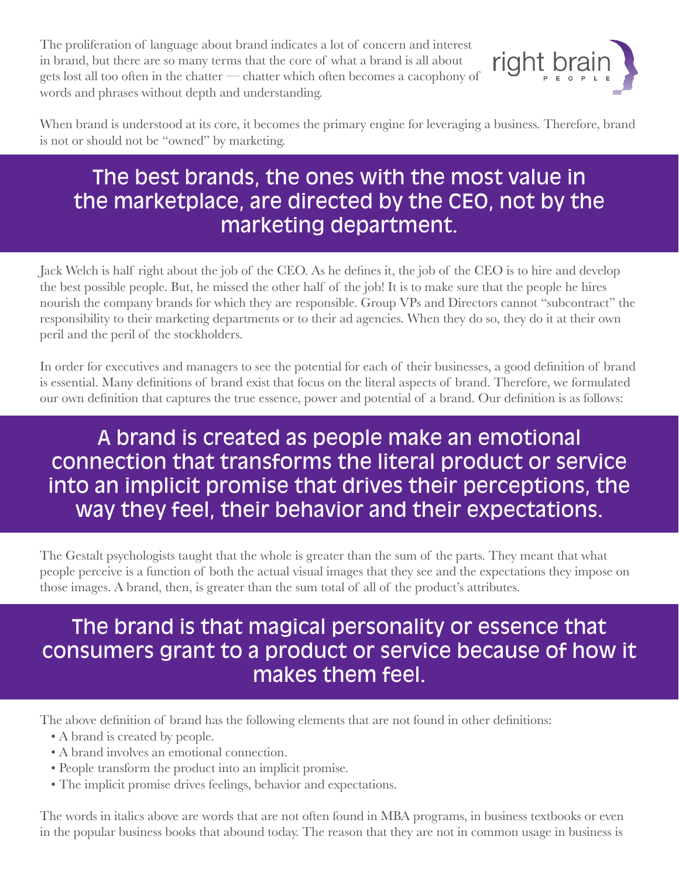The proliferation of language about brand indicates a lot of concern and interest in brand, but there are so many terms that the core of what a brand is all about gets lost all too often in the chatter — chatter which often becomes a cacophony of words and phrases without depth and understanding.

When brand is understood at its core, it becomes the primary engine for leveraging a business. Therefore, brand is not or should not be "owned" by marketing.

**The best brands, the ones with the most value in the marketplace, are directed by the CEO, not by the marketing department.**

Jack Welch is half right about the job of the CEO. As he defines it, the job of the CEO is to hire and develop the best possible people. But, he missed the other half of the job! It is to make sure that the people he hires nourish the company brands for which they are responsible. Group VPs and Directors cannot "subcontract" the responsibility to their marketing departments or to their ad agencies. When they do so, they do it at their own peril and the peril of the stockholders.

In order for executives and managers to see the potential for each of their businesses, a good definition of brand is essential. Many definitions of brand exist that focus on the literal aspects of brand. Therefore, we formulated our own definition that captures the true essence, power and potential of a brand. Our definition is as follows:

**A brand is created as people make an emotional connection that transforms the literal product or service into an implicit promise that drives their perceptions, the way they feel, their behavior and their expectations.**

The Gestalt psychologists taught that the whole is greater than the sum of the parts. They meant that what people perceive is a function of both the actual visual images that they see and the expectations they impose on those images. A brand, then, is greater than the sum total of all of the product's attributes.

**The brand is that magical personality or essence that consumers grant to a product or service because of how it makes them feel.**

The above definition of brand has the following elements that are not found in other definitions:

- A brand is created by people.
- A brand involves an emotional connection.
- People transform the product into an implicit promise.
- The implicit promise drives feelings, behavior and expectations.

The words in italics above are words that are not often found in MBA programs, in business textbooks or even in the popular business books that abound today. The reason that they are not in common usage in business is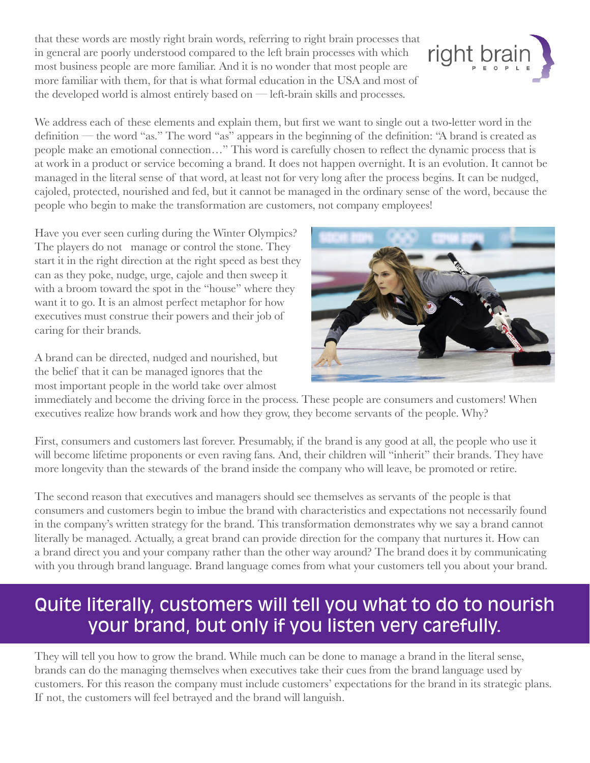that these words are mostly right brain words, referring to right brain processes that in general are poorly understood compared to the left brain processes with which most business people are more familiar. And it is no wonder that most people are more familiar with them, for that is what formal education in the USA and most of the developed world is almost entirely based on — left-brain skills and processes.

We address each of these elements and explain them, but first we want to single out a two-letter word in the definition — the word "as." The word "as" appears in the beginning of the definition: "A brand is created as people make an emotional connection…" This word is carefully chosen to reflect the dynamic process that is at work in a product or service becoming a brand. It does not happen overnight. It is an evolution. It cannot be managed in the literal sense of that word, at least not for very long after the process begins. It can be nudged, cajoled, protected, nourished and fed, but it cannot be managed in the ordinary sense of the word, because the people who begin to make the transformation are customers, not company employees!

Have you ever seen curling during the Winter Olympics? The players do not manage or control the stone. They start it in the right direction at the right speed as best they can as they poke, nudge, urge, cajole and then sweep it with a broom toward the spot in the "house" where they want it to go. It is an almost perfect metaphor for how executives must construe their powers and their job of caring for their brands.

A brand can be directed, nudged and nourished, but the belief that it can be managed ignores that the most important people in the world take over almost immediately and become the driving force in the process. These people are consumers and customers! When executives realize how brands work and how they grow, they become servants of the people. Why?

First, consumers and customers last forever. Presumably, if the brand is any good at all, the people who use it will become lifetime proponents or even raving fans. And, their children will "inherit" their brands. They have more longevity than the stewards of the brand inside the company who will leave, be promoted or retire.

The second reason that executives and managers should see themselves as servants of the people is that consumers and customers begin to imbue the brand with characteristics and expectations not necessarily found in the company's written strategy for the brand. This transformation demonstrates why we say a brand cannot literally be managed. Actually, a great brand can provide direction for the company that nurtures it. How can a brand direct you and your company rather than the other way around? The brand does it by communicating with you through brand language. Brand language comes from what your customers tell you about your brand.

## Quite literally, customers will tell you what to do to nourish your brand, but only if you listen very carefully.

They will tell you how to grow the brand. While much can be done to manage a brand in the literal sense, brands can do the managing themselves when executives take their cues from the brand language used by customers. For this reason the company must include customers' expectations for the brand in its strategic plans. If not, the customers will feel betrayed and the brand will languish.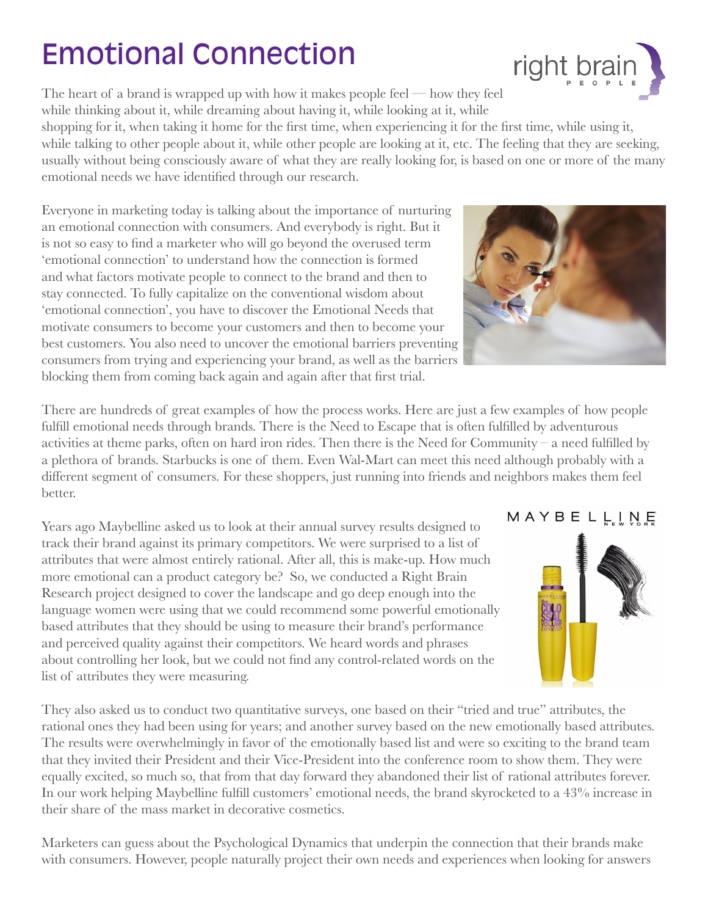# Emotional Connection

The heart of a brand is wrapped up with how it makes people feel — how they feel while thinking about it, while dreaming about having it, while looking at it, while shopping for it, when taking it home for the first time, when experiencing it for the first time, while using it, while talking to other people about it, while other people are looking at it, etc. The feeling that they are seeking, usually without being consciously aware of what they are really looking for, is based on one or more of the many emotional needs we have identified through our research.

Everyone in marketing today is talking about the importance of nurturing an emotional connection with consumers. And everybody is right. But it is not so easy to find a marketer who will go beyond the overused term 'emotional connection' to understand how the connection is formed and what factors motivate people to connect to the brand and then to stay connected. To fully capitalize on the conventional wisdom about 'emotional connection', you have to discover the Emotional Needs that motivate consumers to become your customers and then to become your best customers. You also need to uncover the emotional barriers preventing consumers from trying and experiencing your brand, as well as the barriers blocking them from coming back again and again after that first trial.

There are hundreds of great examples of how the process works. Here are just a few examples of how people fulfill emotional needs through brands. There is the Need to Escape that is often fulfilled by adventurous activities at theme parks, often on hard iron rides. Then there is the Need for Community – a need fulfilled by a plethora of brands. Starbucks is one of them. Even Wal-Mart can meet this need although probably with a different segment of consumers. For these shoppers, just running into friends and neighbors makes them feel better.

Years ago Maybelline asked us to look at their annual survey results designed to track their brand against its primary competitors. We were surprised to a list of attributes that were almost entirely rational. After all, this is make-up. How much more emotional can a product category be? So, we conducted a Right Brain Research project designed to cover the landscape and go deep enough into the language women were using that we could recommend some powerful emotionally based attributes that they should be using to measure their brand's performance and perceived quality against their competitors. We heard words and phrases about controlling her look, but we could not find any control-related words on the list of attributes they were measuring.

They also asked us to conduct two quantitative surveys, one based on their "tried and true" attributes, the rational ones they had been using for years; and another survey based on the new emotionally based attributes. The results were overwhelmingly in favor of the emotionally based list and were so exciting to the brand team that they invited their President and their Vice-President into the conference room to show them. They were equally excited, so much so, that from that day forward they abandoned their list of rational attributes forever. In our work helping Maybelline fulfill customers' emotional needs, the brand skyrocketed to a 43% increase in their share of the mass market in decorative cosmetics.

Marketers can guess about the Psychological Dynamics that underpin the connection that their brands make with consumers. However, people naturally project their own needs and experiences when looking for answers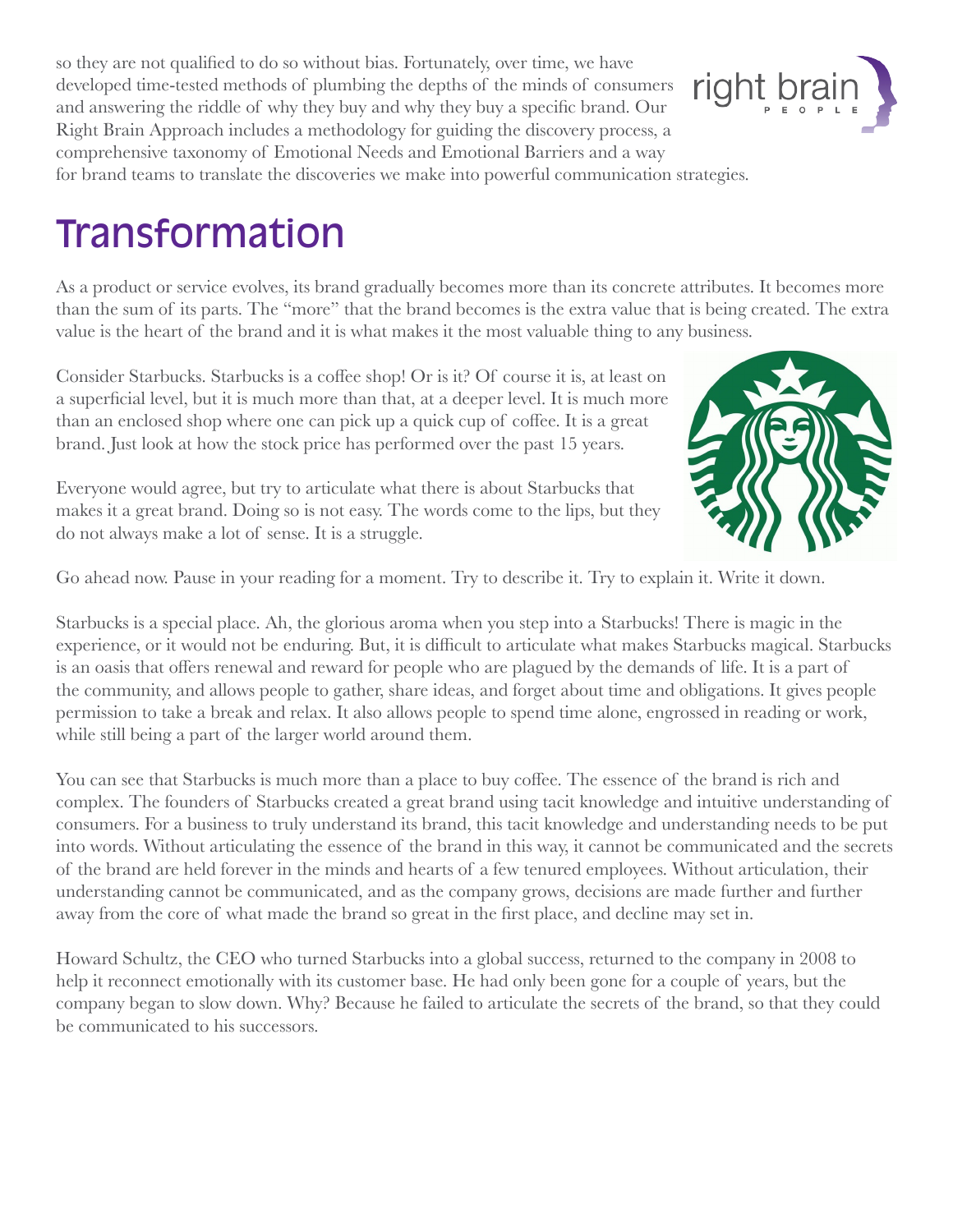so they are not qualified to do so without bias. Fortunately, over time, we have developed time-tested methods of plumbing the depths of the minds of consumers and answering the riddle of why they buy and why they buy a specific brand. Our Right Brain Approach includes a methodology for guiding the discovery process, a comprehensive taxonomy of Emotional Needs and Emotional Barriers and a way for brand teams to translate the discoveries we make into powerful communication strategies.

# Transformation

As a product or service evolves, its brand gradually becomes more than its concrete attributes. It becomes more than the sum of its parts. The "more" that the brand becomes is the extra value that is being created. The extra value is the heart of the brand and it is what makes it the most valuable thing to any business.

Consider Starbucks. Starbucks is a coffee shop! Or is it? Of course it is, at least on a superficial level, but it is much more than that, at a deeper level. It is much more than an enclosed shop where one can pick up a quick cup of coffee. It is a great brand. Just look at how the stock price has performed over the past 15 years.

Everyone would agree, but try to articulate what there is about Starbucks that makes it a great brand. Doing so is not easy. The words come to the lips, but they do not always make a lot of sense. It is a struggle.

Go ahead now. Pause in your reading for a moment. Try to describe it. Try to explain it. Write it down.

Starbucks is a special place. Ah, the glorious aroma when you step into a Starbucks! There is magic in the experience, or it would not be enduring. But, it is difficult to articulate what makes Starbucks magical. Starbucks is an oasis that offers renewal and reward for people who are plagued by the demands of life. It is a part of the community, and allows people to gather, share ideas, and forget about time and obligations. It gives people permission to take a break and relax. It also allows people to spend time alone, engrossed in reading or work, while still being a part of the larger world around them.

You can see that Starbucks is much more than a place to buy coffee. The essence of the brand is rich and complex. The founders of Starbucks created a great brand using tacit knowledge and intuitive understanding of consumers. For a business to truly understand its brand, this tacit knowledge and understanding needs to be put into words. Without articulating the essence of the brand in this way, it cannot be communicated and the secrets of the brand are held forever in the minds and hearts of a few tenured employees. Without articulation, their understanding cannot be communicated, and as the company grows, decisions are made further and further away from the core of what made the brand so great in the first place, and decline may set in.

Howard Schultz, the CEO who turned Starbucks into a global success, returned to the company in 2008 to help it reconnect emotionally with its customer base. He had only been gone for a couple of years, but the company began to slow down. Why? Because he failed to articulate the secrets of the brand, so that they could be communicated to his successors.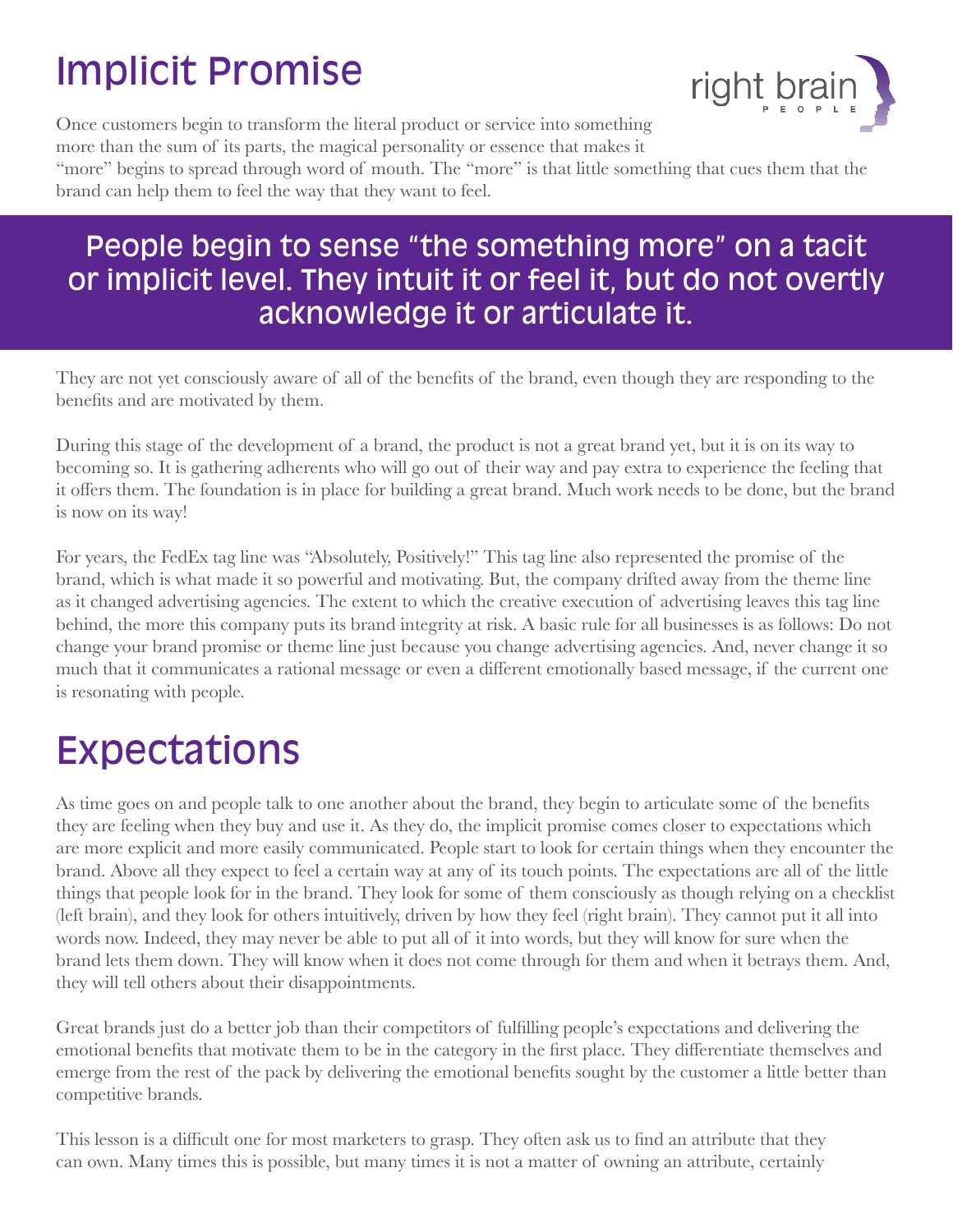# Implicit Promise

Once customers begin to transform the literal product or service into something more than the sum of its parts, the magical personality or essence that makes it "more" begins to spread through word of mouth. The "more" is that little something that cues them that the brand can help them to feel the way that they want to feel.

**People begin to sense "the something more" on a tacit or implicit level. They intuit it or feel it, but do not overtly acknowledge it or articulate it.**

They are not yet consciously aware of all of the benefits of the brand, even though they are responding to the benefits and are motivated by them.

During this stage of the development of a brand, the product is not a great brand yet, but it is on its way to becoming so. It is gathering adherents who will go out of their way and pay extra to experience the feeling that it offers them. The foundation is in place for building a great brand. Much work needs to be done, but the brand is now on its way!

For years, the FedEx tag line was "Absolutely, Positively!" This tag line also represented the promise of the brand, which is what made it so powerful and motivating. But, the company drifted away from the theme line as it changed advertising agencies. The extent to which the creative execution of advertising leaves this tag line behind, the more this company puts its brand integrity at risk. A basic rule for all businesses is as follows: Do not change your brand promise or theme line just because you change advertising agencies. And, never change it so much that it communicates a rational message or even a different emotionally based message, if the current one is resonating with people.

# Expectations

As time goes on and people talk to one another about the brand, they begin to articulate some of the benefits they are feeling when they buy and use it. As they do, the implicit promise comes closer to expectations which are more explicit and more easily communicated. People start to look for certain things when they encounter the brand. Above all they expect to feel a certain way at any of its touch points. The expectations are all of the little things that people look for in the brand. They look for some of them consciously as though relying on a checklist (left brain), and they look for others intuitively, driven by how they feel (right brain). They cannot put it all into words now. Indeed, they may never be able to put all of it into words, but they will know for sure when the brand lets them down. They will know when it does not come through for them and when it betrays them. And, they will tell others about their disappointments.

Great brands just do a better job than their competitors of fulfilling people's expectations and delivering the emotional benefits that motivate them to be in the category in the first place. They differentiate themselves and emerge from the rest of the pack by delivering the emotional benefits sought by the customer a little better than competitive brands.

This lesson is a difficult one for most marketers to grasp. They often ask us to find an attribute that they can own. Many times this is possible, but many times it is not a matter of owning an attribute, certainly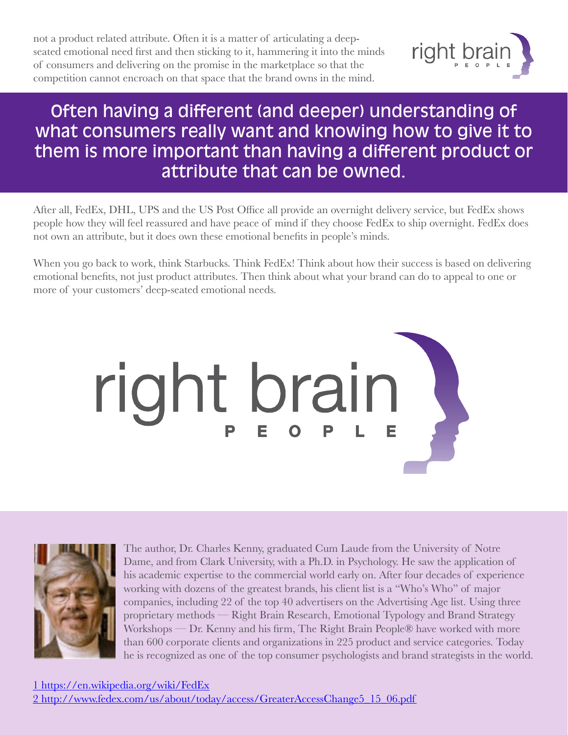not a product related attribute. Often it is a matter of articulating a deep-seated emotional need first and then sticking to it, hammering it into the minds of consumers and delivering on the promise in the marketplace so that the competition cannot encroach on that space that the brand owns in the mind.

**Often having a different (and deeper) understanding of what consumers really want and knowing how to give it to them is more important than having a different product or attribute that can be owned.**

After all, FedEx, DHL, UPS and the US Post Office all provide an overnight delivery service, but FedEx shows people how they will feel reassured and have peace of mind if they choose FedEx to ship overnight. FedEx does not own an attribute, but it does own these emotional benefits in people's minds.

When you go back to work, think Starbucks. Think FedEx! Think about how their success is based on delivering emotional benefits, not just product attributes. Then think about what your brand can do to appeal to one or more of your customers' deep-seated emotional needs.

right brain PEOPLE

The author, Dr. Charles Kenny, graduated Cum Laude from the University of Notre Dame, and from Clark University, with a Ph.D. in Psychology. He saw the application of his academic expertise to the commercial world early on. After four decades of experience working with dozens of the greatest brands, his client list is a "Who's Who" of major companies, including 22 of the top 40 advertisers on the Advertising Age list. Using three proprietary methods — Right Brain Research, Emotional Typology and Brand Strategy Workshops — Dr. Kenny and his firm, The Right Brain People® have worked with more than 600 corporate clients and organizations in 225 product and service categories. Today he is recognized as one of the top consumer psychologists and brand strategists in the world.

1 https://en.wikipedia.org/wiki/FedEx
2 http://www.fedex.com/us/about/today/access/GreaterAccessChange5_15_06.pdf